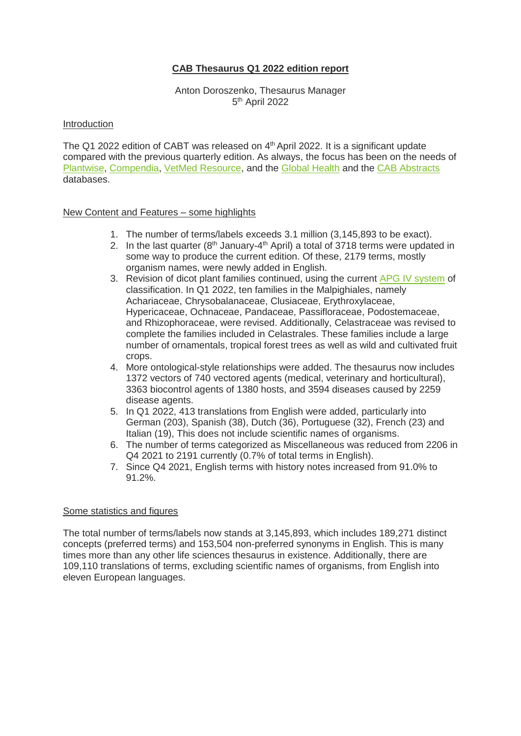# CAB Thesaurus Q1 2022 edition report

Anton Doroszenko, Thesaurus Manager
5th April 2022

## Introduction

The Q1 2022 edition of CABT was released on 4th April 2022. It is a significant update compared with the previous quarterly edition. As always, the focus has been on the needs of Plantwise, Compendia, VetMed Resource, and the Global Health and the CAB Abstracts databases.

## New Content and Features – some highlights

1. The number of terms/labels exceeds 3.1 million (3,145,893 to be exact).
2. In the last quarter (8th January-4th April) a total of 3718 terms were updated in some way to produce the current edition. Of these, 2179 terms, mostly organism names, were newly added in English.
3. Revision of dicot plant families continued, using the current APG IV system of classification. In Q1 2022, ten families in the Malpighiales, namely Achariaceae, Chrysobalanaceae, Clusiaceae, Erythroxylaceae, Hypericaceae, Ochnaceae, Pandaceae, Passifloraceae, Podostemaceae, and Rhizophoraceae, were revised. Additionally, Celastraceae was revised to complete the families included in Celastrales. These families include a large number of ornamentals, tropical forest trees as well as wild and cultivated fruit crops.
4. More ontological-style relationships were added. The thesaurus now includes 1372 vectors of 740 vectored agents (medical, veterinary and horticultural), 3363 biocontrol agents of 1380 hosts, and 3594 diseases caused by 2259 disease agents.
5. In Q1 2022, 413 translations from English were added, particularly into German (203), Spanish (38), Dutch (36), Portuguese (32), French (23) and Italian (19), This does not include scientific names of organisms.
6. The number of terms categorized as Miscellaneous was reduced from 2206 in Q4 2021 to 2191 currently (0.7% of total terms in English).
7. Since Q4 2021, English terms with history notes increased from 91.0% to 91.2%.

## Some statistics and figures

The total number of terms/labels now stands at 3,145,893, which includes 189,271 distinct concepts (preferred terms) and 153,504 non-preferred synonyms in English. This is many times more than any other life sciences thesaurus in existence. Additionally, there are 109,110 translations of terms, excluding scientific names of organisms, from English into eleven European languages.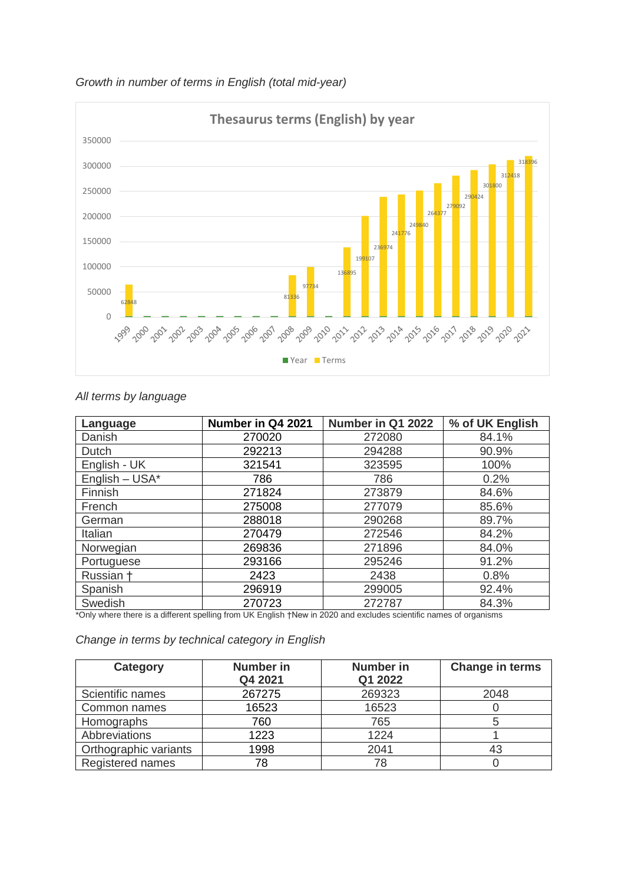*Growth in number of terms in English (total mid-year)*

**Thesaurus terms (English) by year**

| Year | Terms |
|---|---|
| 1999 | 62848 |
| 2008 | 81336 |
| 2009 | 97734 |
| 2011 | 136895 |
| 2012 | 199107 |
| 2013 | 236974 |
| 2014 | 241776 |
| 2015 | 249840 |
| 2016 | 264377 |
| 2017 | 279092 |
| 2018 | 290424 |
| 2019 | 301800 |
| 2020 | 312418 |
| 2021 | 318396 |

*All terms by language*

| Language | Number in Q4 2021 | Number in Q1 2022 | % of UK English |
|---|---|---|---|
| Danish | 270020 | 272080 | 84.1% |
| Dutch | 292213 | 294288 | 90.9% |
| English - UK | 321541 | 323595 | 100% |
| English – USA* | 786 | 786 | 0.2% |
| Finnish | 271824 | 273879 | 84.6% |
| French | 275008 | 277079 | 85.6% |
| German | 288018 | 290268 | 89.7% |
| Italian | 270479 | 272546 | 84.2% |
| Norwegian | 269836 | 271896 | 84.0% |
| Portuguese | 293166 | 295246 | 91.2% |
| Russian † | 2423 | 2438 | 0.8% |
| Spanish | 296919 | 299005 | 92.4% |
| Swedish | 270723 | 272787 | 84.3% |

*Only where there is a different spelling from UK English †New in 2020 and excludes scientific names of organisms

*Change in terms by technical category in English*

| Category | Number in Q4 2021 | Number in Q1 2022 | Change in terms |
|---|---|---|---|
| Scientific names | 267275 | 269323 | 2048 |
| Common names | 16523 | 16523 | 0 |
| Homographs | 760 | 765 | 5 |
| Abbreviations | 1223 | 1224 | 1 |
| Orthographic variants | 1998 | 2041 | 43 |
| Registered names | 78 | 78 | 0 |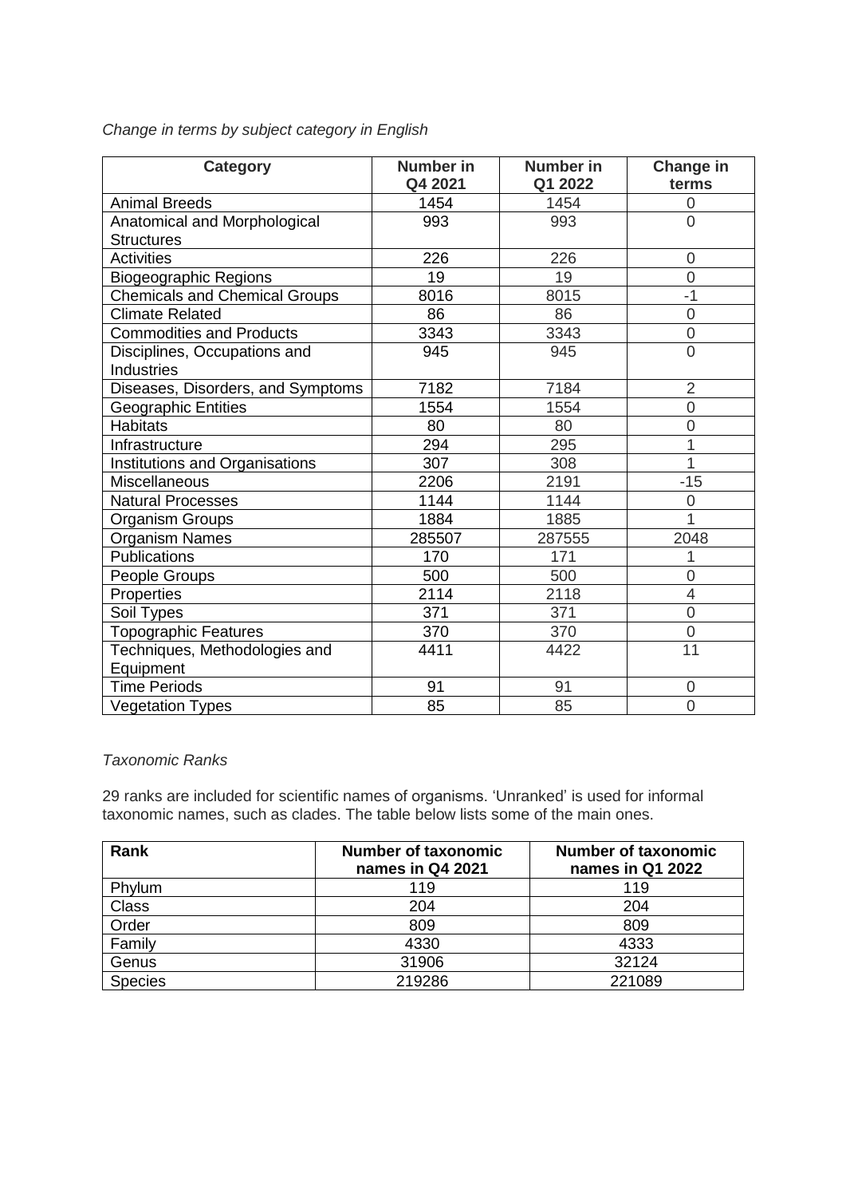*Change in terms by subject category in English*

| Category | Number in Q4 2021 | Number in Q1 2022 | Change in terms |
|---|---|---|---|
| Animal Breeds | 1454 | 1454 | 0 |
| Anatomical and Morphological Structures | 993 | 993 | 0 |
| Activities | 226 | 226 | 0 |
| Biogeographic Regions | 19 | 19 | 0 |
| Chemicals and Chemical Groups | 8016 | 8015 | -1 |
| Climate Related | 86 | 86 | 0 |
| Commodities and Products | 3343 | 3343 | 0 |
| Disciplines, Occupations and Industries | 945 | 945 | 0 |
| Diseases, Disorders, and Symptoms | 7182 | 7184 | 2 |
| Geographic Entities | 1554 | 1554 | 0 |
| Habitats | 80 | 80 | 0 |
| Infrastructure | 294 | 295 | 1 |
| Institutions and Organisations | 307 | 308 | 1 |
| Miscellaneous | 2206 | 2191 | -15 |
| Natural Processes | 1144 | 1144 | 0 |
| Organism Groups | 1884 | 1885 | 1 |
| Organism Names | 285507 | 287555 | 2048 |
| Publications | 170 | 171 | 1 |
| People Groups | 500 | 500 | 0 |
| Properties | 2114 | 2118 | 4 |
| Soil Types | 371 | 371 | 0 |
| Topographic Features | 370 | 370 | 0 |
| Techniques, Methodologies and Equipment | 4411 | 4422 | 11 |
| Time Periods | 91 | 91 | 0 |
| Vegetation Types | 85 | 85 | 0 |

*Taxonomic Ranks*

29 ranks are included for scientific names of organisms. 'Unranked' is used for informal taxonomic names, such as clades. The table below lists some of the main ones.

| Rank | Number of taxonomic names in Q4 2021 | Number of taxonomic names in Q1 2022 |
|---|---|---|
| Phylum | 119 | 119 |
| Class | 204 | 204 |
| Order | 809 | 809 |
| Family | 4330 | 4333 |
| Genus | 31906 | 32124 |
| Species | 219286 | 221089 |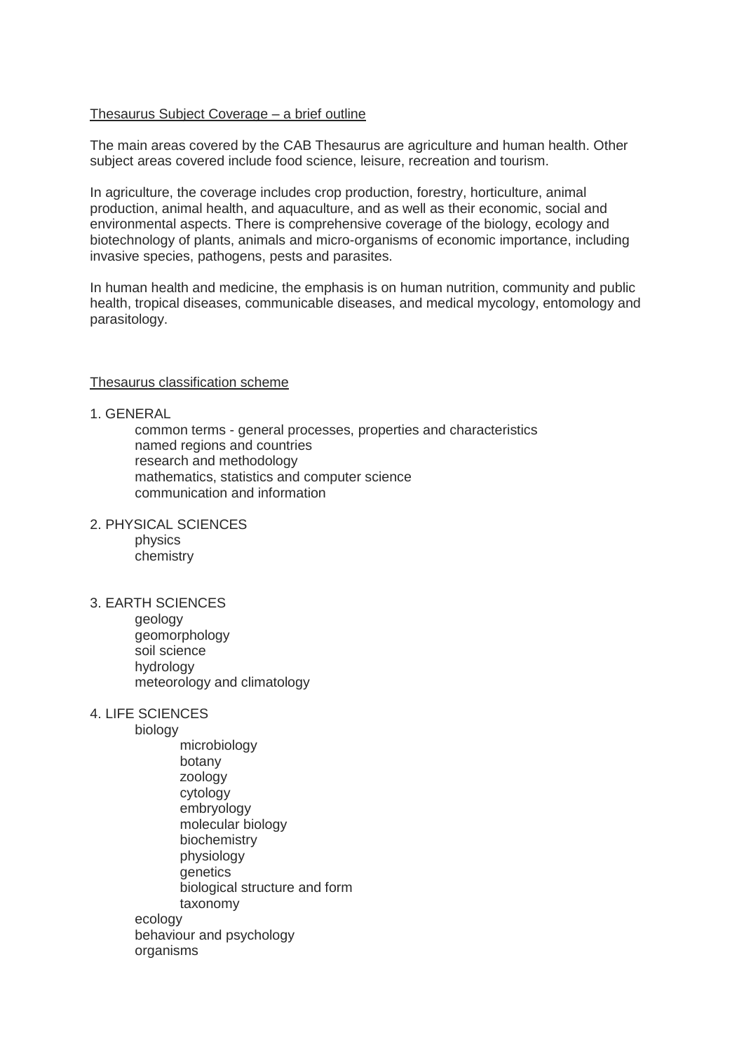Thesaurus Subject Coverage – a brief outline

The main areas covered by the CAB Thesaurus are agriculture and human health. Other subject areas covered include food science, leisure, recreation and tourism.

In agriculture, the coverage includes crop production, forestry, horticulture, animal production, animal health, and aquaculture, and as well as their economic, social and environmental aspects. There is comprehensive coverage of the biology, ecology and biotechnology of plants, animals and micro-organisms of economic importance, including invasive species, pathogens, pests and parasites.

In human health and medicine, the emphasis is on human nutrition, community and public health, tropical diseases, communicable diseases, and medical mycology, entomology and parasitology.

Thesaurus classification scheme

1. GENERAL
    - common terms - general processes, properties and characteristics
    - named regions and countries
    - research and methodology
    - mathematics, statistics and computer science
    - communication and information

2. PHYSICAL SCIENCES
    - physics
    - chemistry

3. EARTH SCIENCES
    - geology
    - geomorphology
    - soil science
    - hydrology
    - meteorology and climatology

4. LIFE SCIENCES
    - biology
        - microbiology
        - botany
        - zoology
        - cytology
        - embryology
        - molecular biology
        - biochemistry
        - physiology
        - genetics
        - biological structure and form
        - taxonomy
    - ecology
    - behaviour and psychology
    - organisms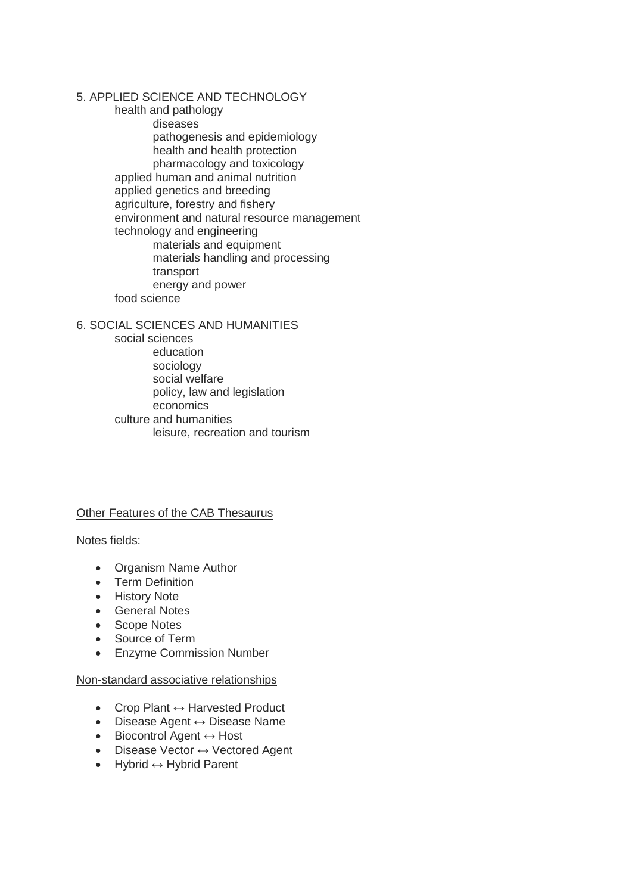5. APPLIED SCIENCE AND TECHNOLOGY

- health and pathology
    - diseases
    - pathogenesis and epidemiology
    - health and health protection
    - pharmacology and toxicology
- applied human and animal nutrition
- applied genetics and breeding
- agriculture, forestry and fishery
- environment and natural resource management
- technology and engineering
    - materials and equipment
    - materials handling and processing
    - transport
    - energy and power
- food science

6. SOCIAL SCIENCES AND HUMANITIES

- social sciences
    - education
    - sociology
    - social welfare
    - policy, law and legislation
    - economics
- culture and humanities
    - leisure, recreation and tourism

<u>Other Features of the CAB Thesaurus</u>

Notes fields:

- Organism Name Author
- Term Definition
- History Note
- General Notes
- Scope Notes
- Source of Term
- Enzyme Commission Number

<u>Non-standard associative relationships</u>

- Crop Plant ↔ Harvested Product
- Disease Agent ↔ Disease Name
- Biocontrol Agent ↔ Host
- Disease Vector ↔ Vectored Agent
- Hybrid ↔ Hybrid Parent